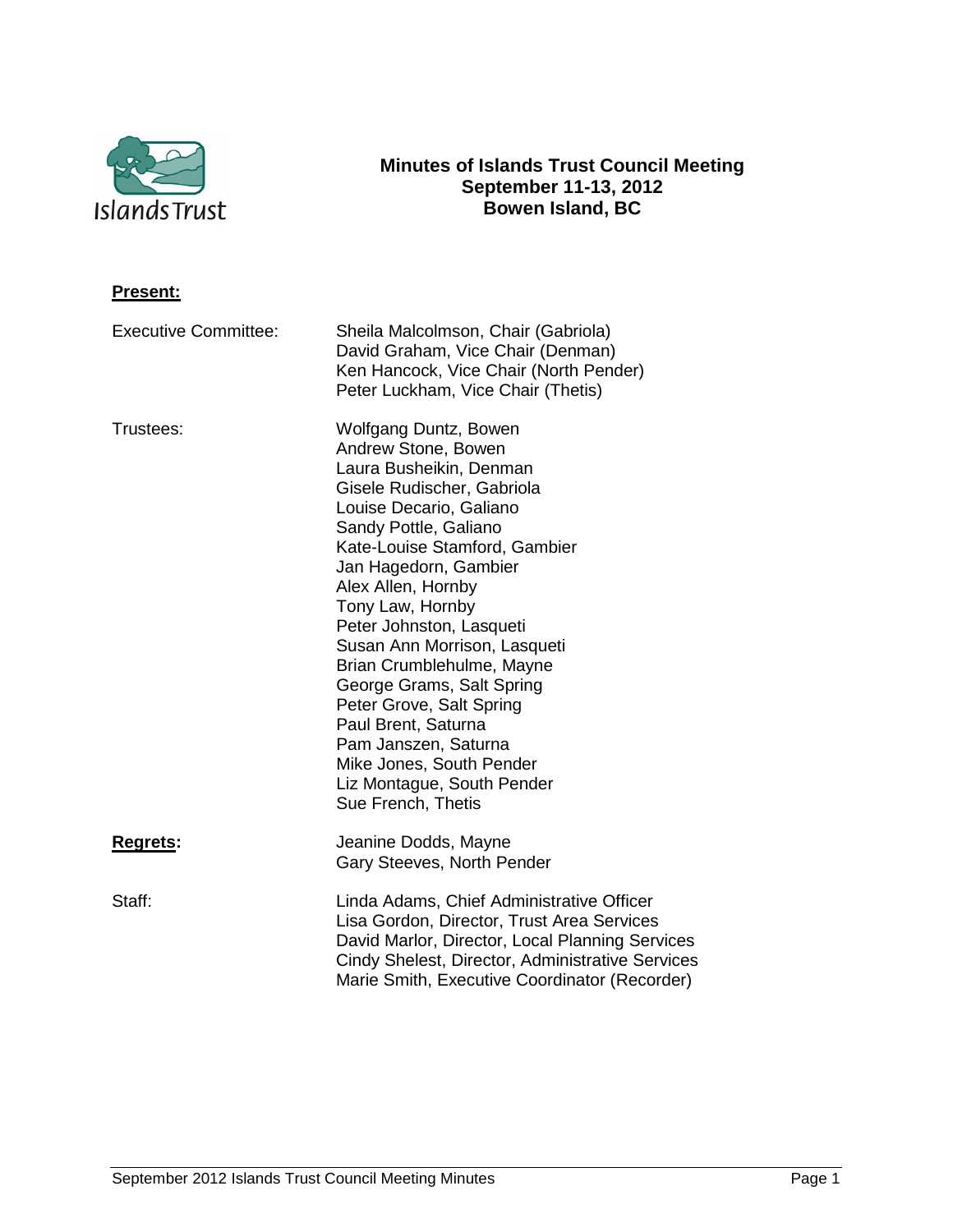# Minutes of Islands Trust Council Meeting
## September 11-13, 2012
## Bowen Island, BC

**Present:**

Executive Committee:
Sheila Malcolmson, Chair (Gabriola)
David Graham, Vice Chair (Denman)
Ken Hancock, Vice Chair (North Pender)
Peter Luckham, Vice Chair (Thetis)

Trustees:
Wolfgang Duntz, Bowen
Andrew Stone, Bowen
Laura Busheikin, Denman
Gisele Rudischer, Gabriola
Louise Decario, Galiano
Sandy Pottle, Galiano
Kate-Louise Stamford, Gambier
Jan Hagedorn, Gambier
Alex Allen, Hornby
Tony Law, Hornby
Peter Johnston, Lasqueti
Susan Ann Morrison, Lasqueti
Brian Crumblehulme, Mayne
George Grams, Salt Spring
Peter Grove, Salt Spring
Paul Brent, Saturna
Pam Janszen, Saturna
Mike Jones, South Pender
Liz Montague, South Pender
Sue French, Thetis

**Regrets:**
Jeanine Dodds, Mayne
Gary Steeves, North Pender

Staff:
Linda Adams, Chief Administrative Officer
Lisa Gordon, Director, Trust Area Services
David Marlor, Director, Local Planning Services
Cindy Shelest, Director, Administrative Services
Marie Smith, Executive Coordinator (Recorder)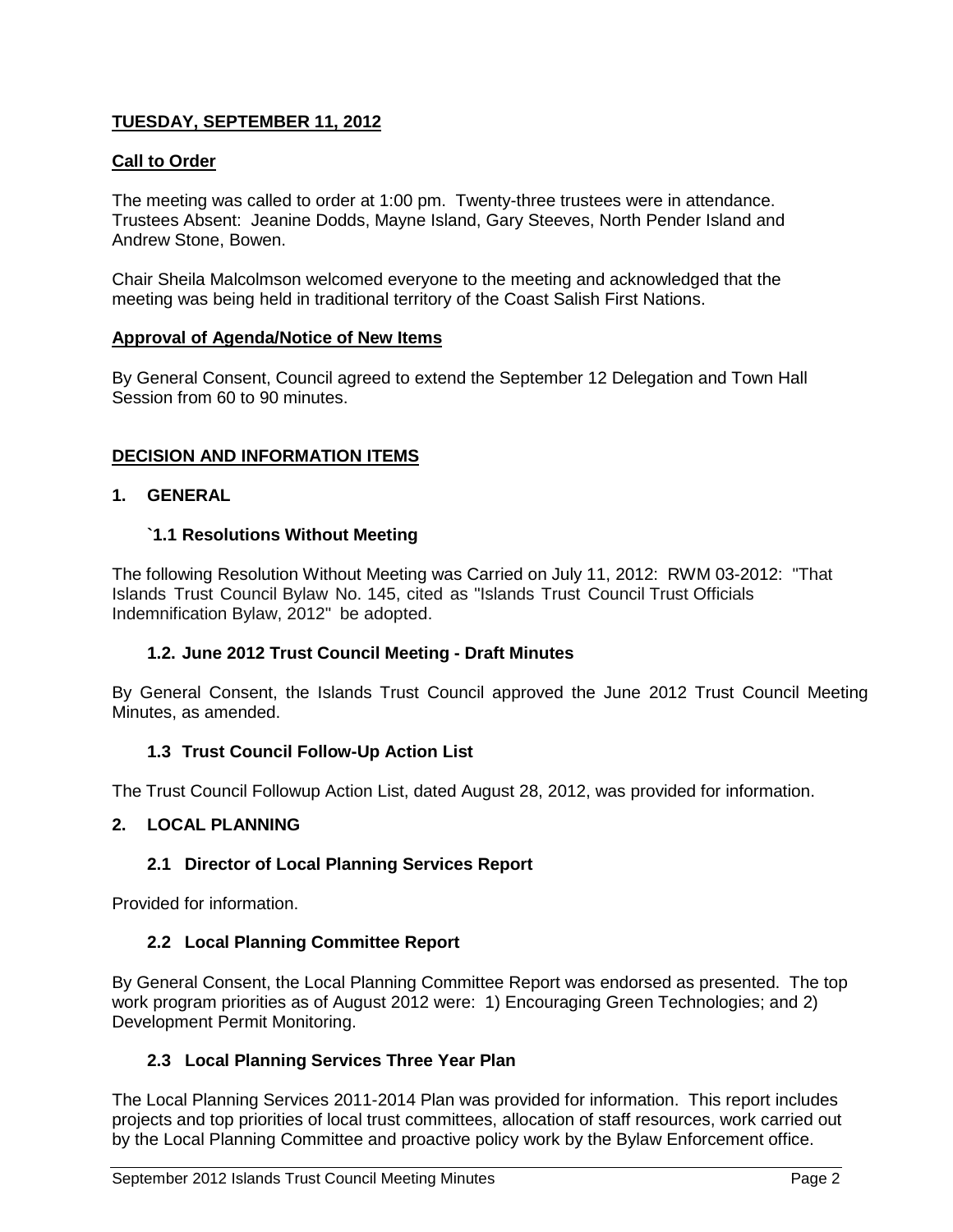**TUESDAY, SEPTEMBER 11, 2012**

**Call to Order**

The meeting was called to order at 1:00 pm. Twenty-three trustees were in attendance. Trustees Absent: Jeanine Dodds, Mayne Island, Gary Steeves, North Pender Island and Andrew Stone, Bowen.

Chair Sheila Malcolmson welcomed everyone to the meeting and acknowledged that the meeting was being held in traditional territory of the Coast Salish First Nations.

**Approval of Agenda/Notice of New Items**

By General Consent, Council agreed to extend the September 12 Delegation and Town Hall Session from 60 to 90 minutes.

## DECISION AND INFORMATION ITEMS

### 1. GENERAL

#### `1.1 Resolutions Without Meeting

The following Resolution Without Meeting was Carried on July 11, 2012: RWM 03-2012: "That Islands Trust Council Bylaw No. 145, cited as "Islands Trust Council Trust Officials Indemnification Bylaw, 2012" be adopted.

#### 1.2. June 2012 Trust Council Meeting - Draft Minutes

By General Consent, the Islands Trust Council approved the June 2012 Trust Council Meeting Minutes, as amended.

#### 1.3 Trust Council Follow-Up Action List

The Trust Council Followup Action List, dated August 28, 2012, was provided for information.

### 2. LOCAL PLANNING

#### 2.1 Director of Local Planning Services Report

Provided for information.

#### 2.2 Local Planning Committee Report

By General Consent, the Local Planning Committee Report was endorsed as presented. The top work program priorities as of August 2012 were: 1) Encouraging Green Technologies; and 2) Development Permit Monitoring.

#### 2.3 Local Planning Services Three Year Plan

The Local Planning Services 2011-2014 Plan was provided for information. This report includes projects and top priorities of local trust committees, allocation of staff resources, work carried out by the Local Planning Committee and proactive policy work by the Bylaw Enforcement office.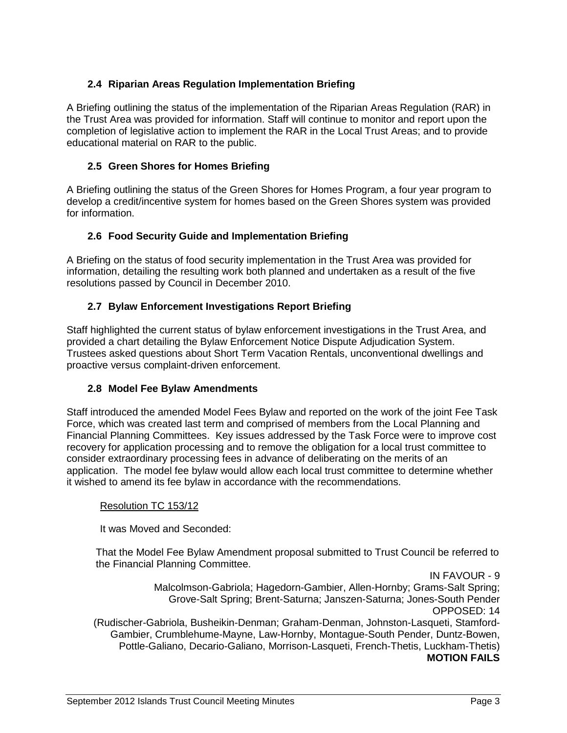### 2.4 Riparian Areas Regulation Implementation Briefing

A Briefing outlining the status of the implementation of the Riparian Areas Regulation (RAR) in the Trust Area was provided for information. Staff will continue to monitor and report upon the completion of legislative action to implement the RAR in the Local Trust Areas; and to provide educational material on RAR to the public.

### 2.5 Green Shores for Homes Briefing

A Briefing outlining the status of the Green Shores for Homes Program, a four year program to develop a credit/incentive system for homes based on the Green Shores system was provided for information.

### 2.6 Food Security Guide and Implementation Briefing

A Briefing on the status of food security implementation in the Trust Area was provided for information, detailing the resulting work both planned and undertaken as a result of the five resolutions passed by Council in December 2010.

### 2.7 Bylaw Enforcement Investigations Report Briefing

Staff highlighted the current status of bylaw enforcement investigations in the Trust Area, and provided a chart detailing the Bylaw Enforcement Notice Dispute Adjudication System. Trustees asked questions about Short Term Vacation Rentals, unconventional dwellings and proactive versus complaint-driven enforcement.

### 2.8 Model Fee Bylaw Amendments

Staff introduced the amended Model Fees Bylaw and reported on the work of the joint Fee Task Force, which was created last term and comprised of members from the Local Planning and Financial Planning Committees. Key issues addressed by the Task Force were to improve cost recovery for application processing and to remove the obligation for a local trust committee to consider extraordinary processing fees in advance of deliberating on the merits of an application. The model fee bylaw would allow each local trust committee to determine whether it wished to amend its fee bylaw in accordance with the recommendations.

Resolution TC 153/12

It was Moved and Seconded:

That the Model Fee Bylaw Amendment proposal submitted to Trust Council be referred to the Financial Planning Committee.

IN FAVOUR - 9

Malcolmson-Gabriola; Hagedorn-Gambier, Allen-Hornby; Grams-Salt Spring; Grove-Salt Spring; Brent-Saturna; Janszen-Saturna; Jones-South Pender

OPPOSED: 14

(Rudischer-Gabriola, Busheikin-Denman; Graham-Denman, Johnston-Lasqueti, Stamford-Gambier, Crumblehume-Mayne, Law-Hornby, Montague-South Pender, Duntz-Bowen, Pottle-Galiano, Decario-Galiano, Morrison-Lasqueti, French-Thetis, Luckham-Thetis)

**MOTION FAILS**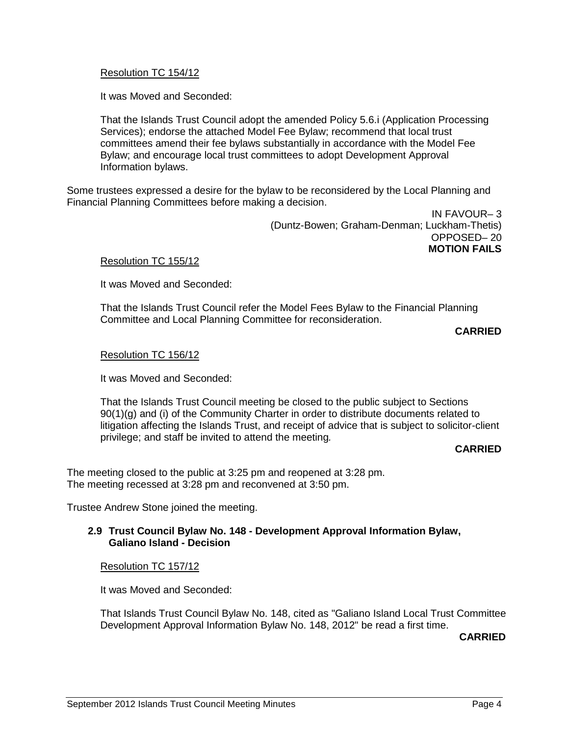Resolution TC 154/12

It was Moved and Seconded:

That the Islands Trust Council adopt the amended Policy 5.6.i (Application Processing Services); endorse the attached Model Fee Bylaw; recommend that local trust committees amend their fee bylaws substantially in accordance with the Model Fee Bylaw; and encourage local trust committees to adopt Development Approval Information bylaws.

Some trustees expressed a desire for the bylaw to be reconsidered by the Local Planning and Financial Planning Committees before making a decision.

IN FAVOUR– 3
(Duntz-Bowen; Graham-Denman; Luckham-Thetis)
OPPOSED– 20
**MOTION FAILS**

Resolution TC 155/12

It was Moved and Seconded:

That the Islands Trust Council refer the Model Fees Bylaw to the Financial Planning Committee and Local Planning Committee for reconsideration.

**CARRIED**

Resolution TC 156/12

It was Moved and Seconded:

That the Islands Trust Council meeting be closed to the public subject to Sections 90(1)(g) and (i) of the Community Charter in order to distribute documents related to litigation affecting the Islands Trust, and receipt of advice that is subject to solicitor-client privilege; and staff be invited to attend the meeting.

**CARRIED**

The meeting closed to the public at 3:25 pm and reopened at 3:28 pm.
The meeting recessed at 3:28 pm and reconvened at 3:50 pm.

Trustee Andrew Stone joined the meeting.

### 2.9 Trust Council Bylaw No. 148 - Development Approval Information Bylaw, Galiano Island - Decision

Resolution TC 157/12

It was Moved and Seconded:

That Islands Trust Council Bylaw No. 148, cited as "Galiano Island Local Trust Committee Development Approval Information Bylaw No. 148, 2012" be read a first time.

**CARRIED**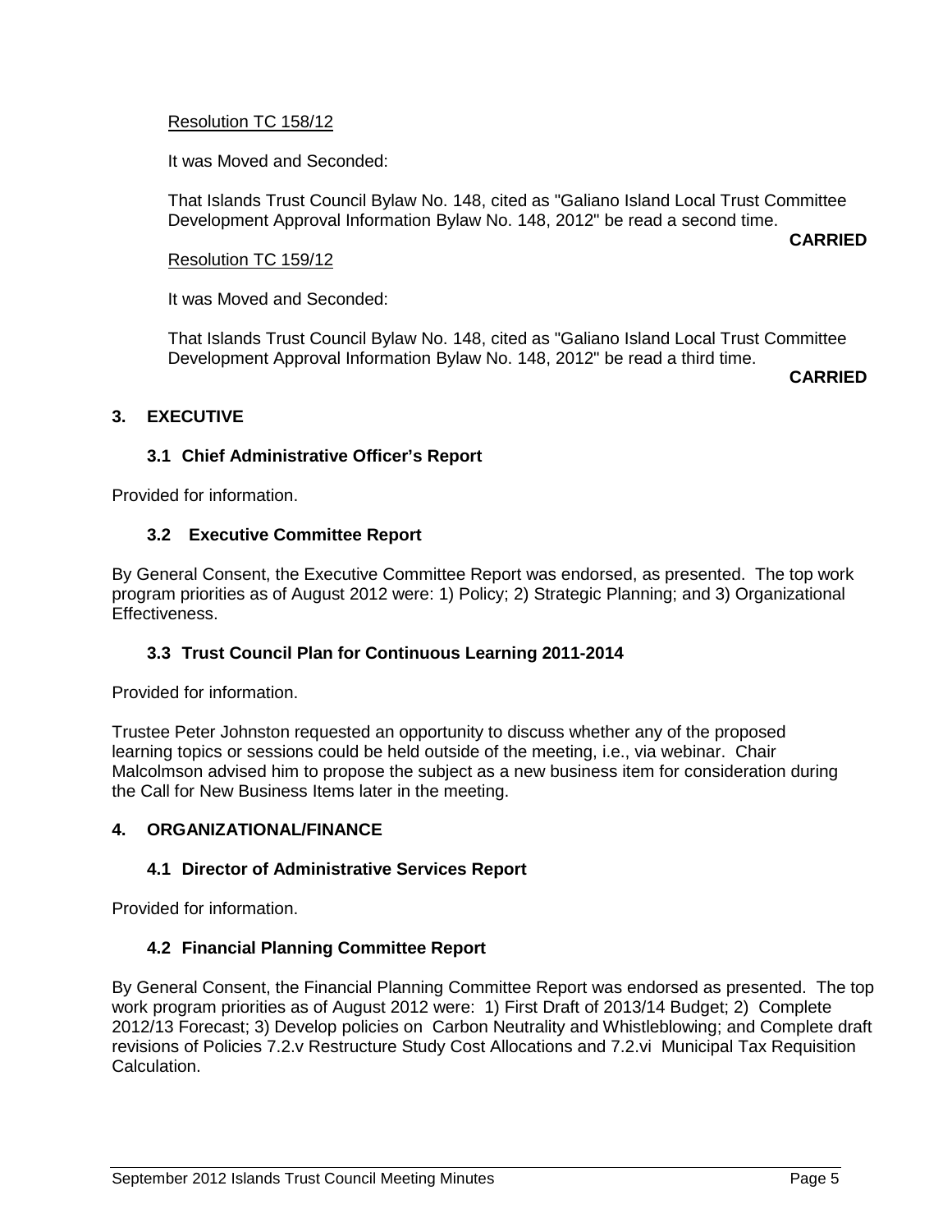Resolution TC 158/12

It was Moved and Seconded:

That Islands Trust Council Bylaw No. 148, cited as "Galiano Island Local Trust Committee Development Approval Information Bylaw No. 148, 2012" be read a second time.

**CARRIED**

Resolution TC 159/12

It was Moved and Seconded:

That Islands Trust Council Bylaw No. 148, cited as "Galiano Island Local Trust Committee Development Approval Information Bylaw No. 148, 2012" be read a third time.

**CARRIED**

## 3. EXECUTIVE

### 3.1 Chief Administrative Officer's Report

Provided for information.

### 3.2 Executive Committee Report

By General Consent, the Executive Committee Report was endorsed, as presented. The top work program priorities as of August 2012 were: 1) Policy; 2) Strategic Planning; and 3) Organizational Effectiveness.

### 3.3 Trust Council Plan for Continuous Learning 2011-2014

Provided for information.

Trustee Peter Johnston requested an opportunity to discuss whether any of the proposed learning topics or sessions could be held outside of the meeting, i.e., via webinar. Chair Malcolmson advised him to propose the subject as a new business item for consideration during the Call for New Business Items later in the meeting.

## 4. ORGANIZATIONAL/FINANCE

### 4.1 Director of Administrative Services Report

Provided for information.

### 4.2 Financial Planning Committee Report

By General Consent, the Financial Planning Committee Report was endorsed as presented. The top work program priorities as of August 2012 were: 1) First Draft of 2013/14 Budget; 2) Complete 2012/13 Forecast; 3) Develop policies on Carbon Neutrality and Whistleblowing; and Complete draft revisions of Policies 7.2.v Restructure Study Cost Allocations and 7.2.vi Municipal Tax Requisition Calculation.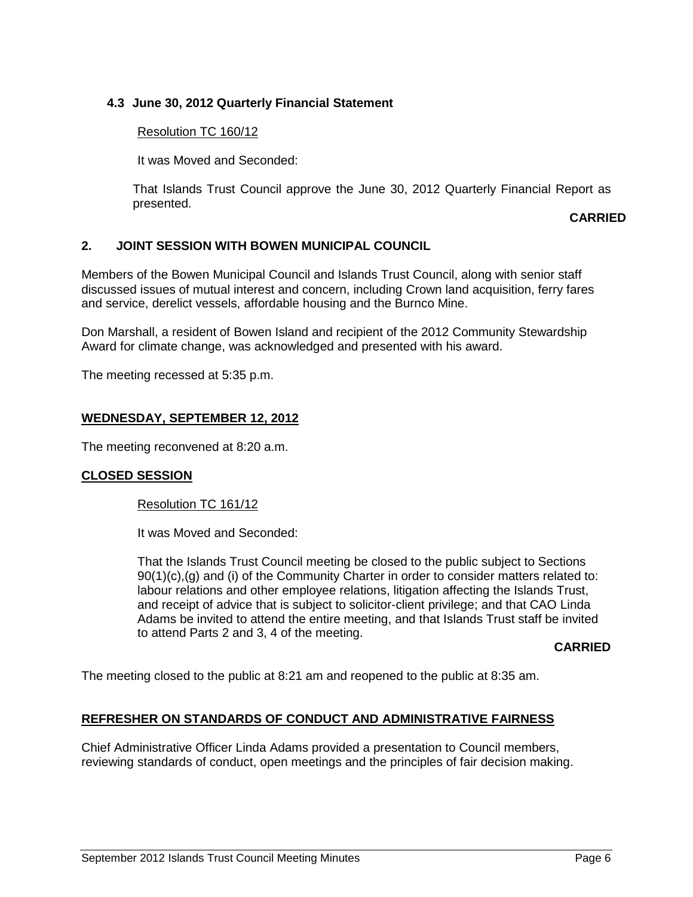### 4.3 June 30, 2012 Quarterly Financial Statement

Resolution TC 160/12

It was Moved and Seconded:

That Islands Trust Council approve the June 30, 2012 Quarterly Financial Report as presented.

**CARRIED**

## 2. JOINT SESSION WITH BOWEN MUNICIPAL COUNCIL

Members of the Bowen Municipal Council and Islands Trust Council, along with senior staff discussed issues of mutual interest and concern, including Crown land acquisition, ferry fares and service, derelict vessels, affordable housing and the Burnco Mine.

Don Marshall, a resident of Bowen Island and recipient of the 2012 Community Stewardship Award for climate change, was acknowledged and presented with his award.

The meeting recessed at 5:35 p.m.

## WEDNESDAY, SEPTEMBER 12, 2012

The meeting reconvened at 8:20 a.m.

## CLOSED SESSION

Resolution TC 161/12

It was Moved and Seconded:

That the Islands Trust Council meeting be closed to the public subject to Sections 90(1)(c),(g) and (i) of the Community Charter in order to consider matters related to: labour relations and other employee relations, litigation affecting the Islands Trust, and receipt of advice that is subject to solicitor-client privilege; and that CAO Linda Adams be invited to attend the entire meeting, and that Islands Trust staff be invited to attend Parts 2 and 3, 4 of the meeting.

**CARRIED**

The meeting closed to the public at 8:21 am and reopened to the public at 8:35 am.

## REFRESHER ON STANDARDS OF CONDUCT AND ADMINISTRATIVE FAIRNESS

Chief Administrative Officer Linda Adams provided a presentation to Council members, reviewing standards of conduct, open meetings and the principles of fair decision making.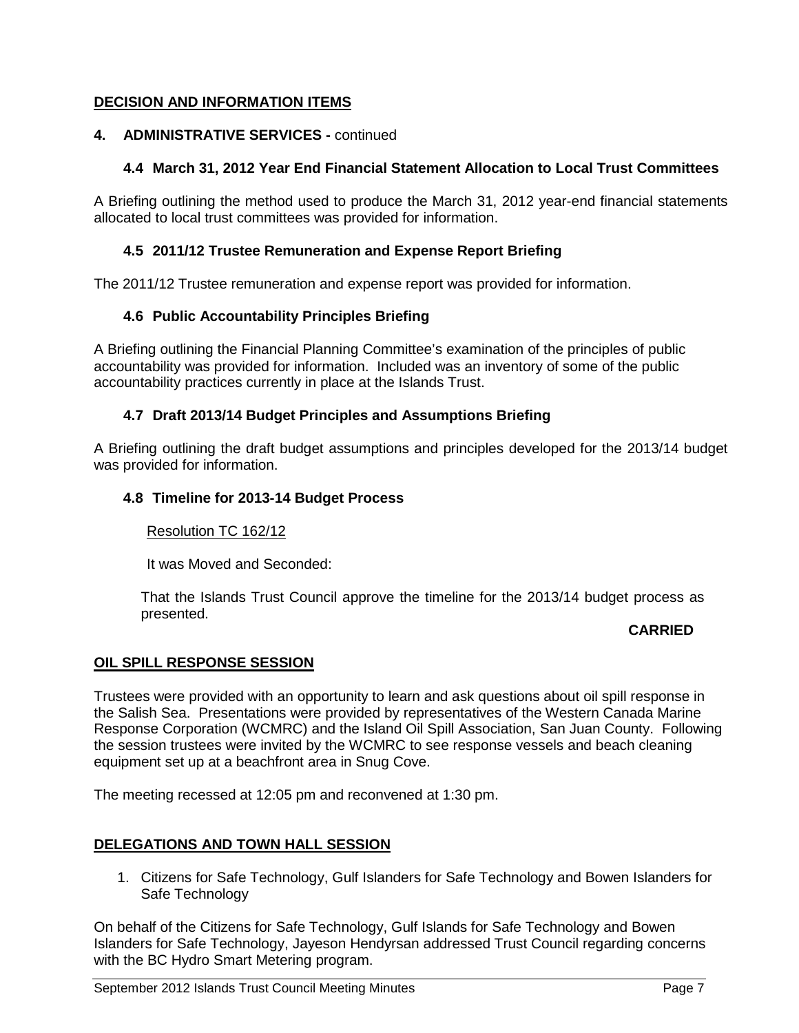## DECISION AND INFORMATION ITEMS

### 4. ADMINISTRATIVE SERVICES - continued

#### 4.4 March 31, 2012 Year End Financial Statement Allocation to Local Trust Committees

A Briefing outlining the method used to produce the March 31, 2012 year-end financial statements allocated to local trust committees was provided for information.

#### 4.5 2011/12 Trustee Remuneration and Expense Report Briefing

The 2011/12 Trustee remuneration and expense report was provided for information.

#### 4.6 Public Accountability Principles Briefing

A Briefing outlining the Financial Planning Committee's examination of the principles of public accountability was provided for information. Included was an inventory of some of the public accountability practices currently in place at the Islands Trust.

#### 4.7 Draft 2013/14 Budget Principles and Assumptions Briefing

A Briefing outlining the draft budget assumptions and principles developed for the 2013/14 budget was provided for information.

#### 4.8 Timeline for 2013-14 Budget Process

Resolution TC 162/12

It was Moved and Seconded:

That the Islands Trust Council approve the timeline for the 2013/14 budget process as presented.

**CARRIED**

## OIL SPILL RESPONSE SESSION

Trustees were provided with an opportunity to learn and ask questions about oil spill response in the Salish Sea. Presentations were provided by representatives of the Western Canada Marine Response Corporation (WCMRC) and the Island Oil Spill Association, San Juan County. Following the session trustees were invited by the WCMRC to see response vessels and beach cleaning equipment set up at a beachfront area in Snug Cove.

The meeting recessed at 12:05 pm and reconvened at 1:30 pm.

## DELEGATIONS AND TOWN HALL SESSION

1. Citizens for Safe Technology, Gulf Islanders for Safe Technology and Bowen Islanders for Safe Technology

On behalf of the Citizens for Safe Technology, Gulf Islands for Safe Technology and Bowen Islanders for Safe Technology, Jayeson Hendyrsan addressed Trust Council regarding concerns with the BC Hydro Smart Metering program.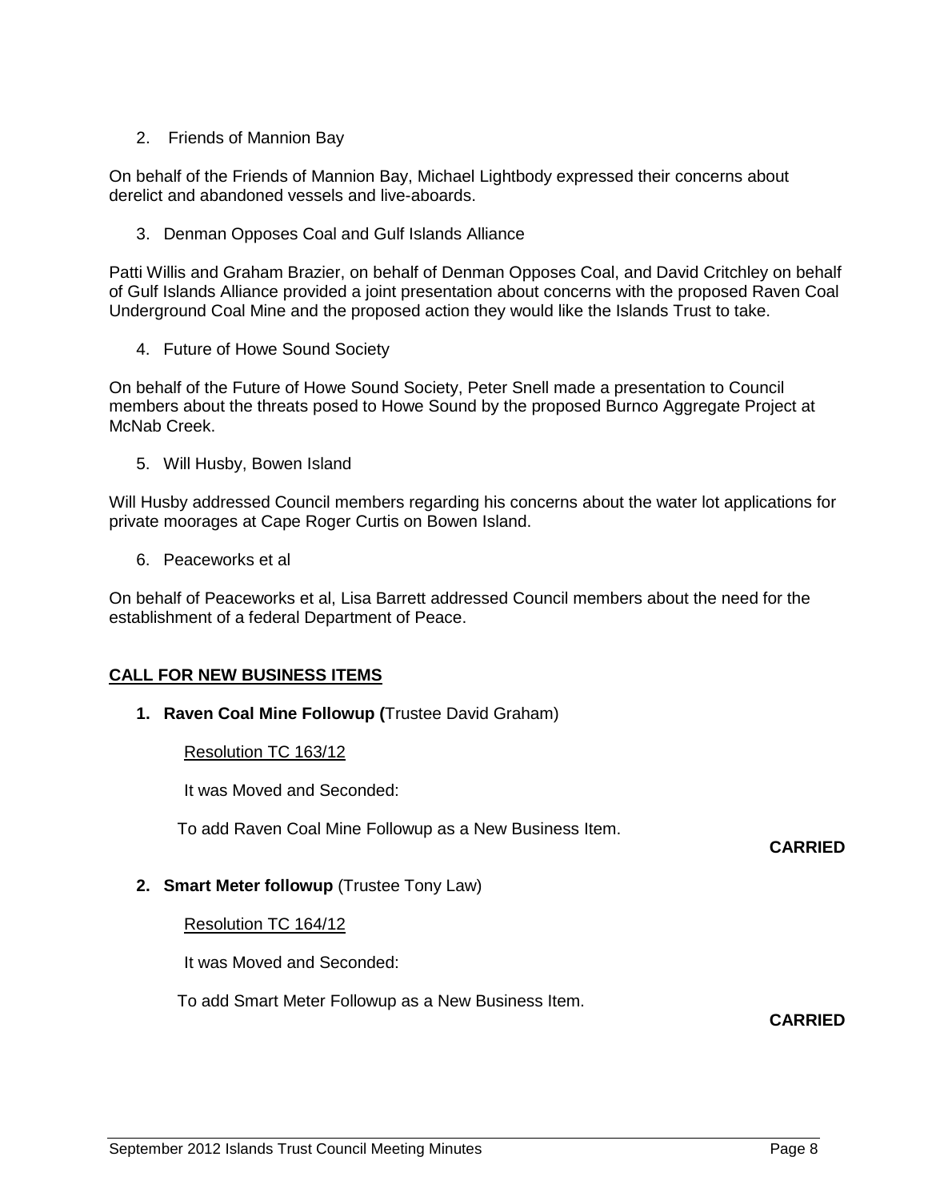2. Friends of Mannion Bay

On behalf of the Friends of Mannion Bay, Michael Lightbody expressed their concerns about derelict and abandoned vessels and live-aboards.

3. Denman Opposes Coal and Gulf Islands Alliance

Patti Willis and Graham Brazier, on behalf of Denman Opposes Coal, and David Critchley on behalf of Gulf Islands Alliance provided a joint presentation about concerns with the proposed Raven Coal Underground Coal Mine and the proposed action they would like the Islands Trust to take.

4. Future of Howe Sound Society

On behalf of the Future of Howe Sound Society, Peter Snell made a presentation to Council members about the threats posed to Howe Sound by the proposed Burnco Aggregate Project at McNab Creek.

5. Will Husby, Bowen Island

Will Husby addressed Council members regarding his concerns about the water lot applications for private moorages at Cape Roger Curtis on Bowen Island.

6. Peaceworks et al

On behalf of Peaceworks et al, Lisa Barrett addressed Council members about the need for the establishment of a federal Department of Peace.

## CALL FOR NEW BUSINESS ITEMS

**1. Raven Coal Mine Followup (**Trustee David Graham)

Resolution TC 163/12

It was Moved and Seconded:

To add Raven Coal Mine Followup as a New Business Item.

**CARRIED**

**2. Smart Meter followup** (Trustee Tony Law)

Resolution TC 164/12

It was Moved and Seconded:

To add Smart Meter Followup as a New Business Item.

**CARRIED**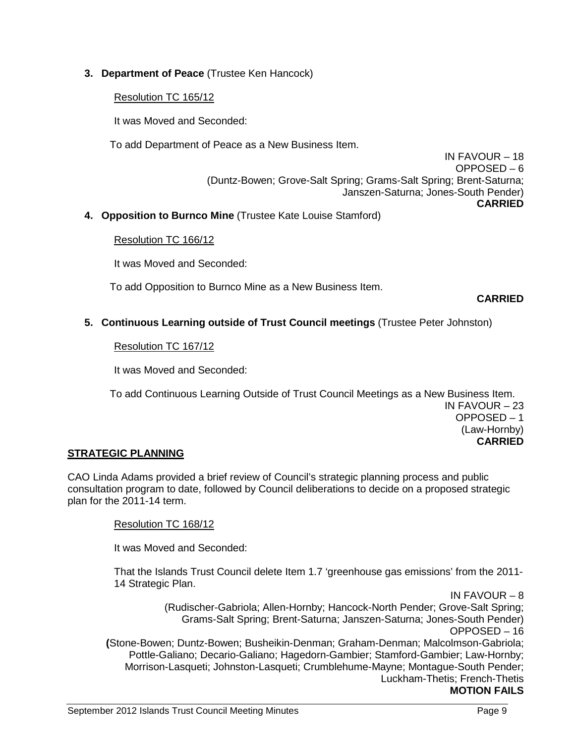3. **Department of Peace** (Trustee Ken Hancock)

Resolution TC 165/12

It was Moved and Seconded:

To add Department of Peace as a New Business Item.

IN FAVOUR – 18
OPPOSED – 6
(Duntz-Bowen; Grove-Salt Spring; Grams-Salt Spring; Brent-Saturna; Janszen-Saturna; Jones-South Pender)
**CARRIED**

4. **Opposition to Burnco Mine** (Trustee Kate Louise Stamford)

Resolution TC 166/12

It was Moved and Seconded:

To add Opposition to Burnco Mine as a New Business Item.

**CARRIED**

5. **Continuous Learning outside of Trust Council meetings** (Trustee Peter Johnston)

Resolution TC 167/12

It was Moved and Seconded:

To add Continuous Learning Outside of Trust Council Meetings as a New Business Item.

IN FAVOUR – 23
OPPOSED – 1
(Law-Hornby)
**CARRIED**

## STRATEGIC PLANNING

CAO Linda Adams provided a brief review of Council's strategic planning process and public consultation program to date, followed by Council deliberations to decide on a proposed strategic plan for the 2011-14 term.

Resolution TC 168/12

It was Moved and Seconded:

That the Islands Trust Council delete Item 1.7 'greenhouse gas emissions' from the 2011-14 Strategic Plan.

IN FAVOUR – 8
(Rudischer-Gabriola; Allen-Hornby; Hancock-North Pender; Grove-Salt Spring; Grams-Salt Spring; Brent-Saturna; Janszen-Saturna; Jones-South Pender)
OPPOSED – 16
(Stone-Bowen; Duntz-Bowen; Busheikin-Denman; Graham-Denman; Malcolmson-Gabriola; Pottle-Galiano; Decario-Galiano; Hagedorn-Gambier; Stamford-Gambier; Law-Hornby; Morrison-Lasqueti; Johnston-Lasqueti; Crumblehume-Mayne; Montague-South Pender; Luckham-Thetis; French-Thetis
**MOTION FAILS**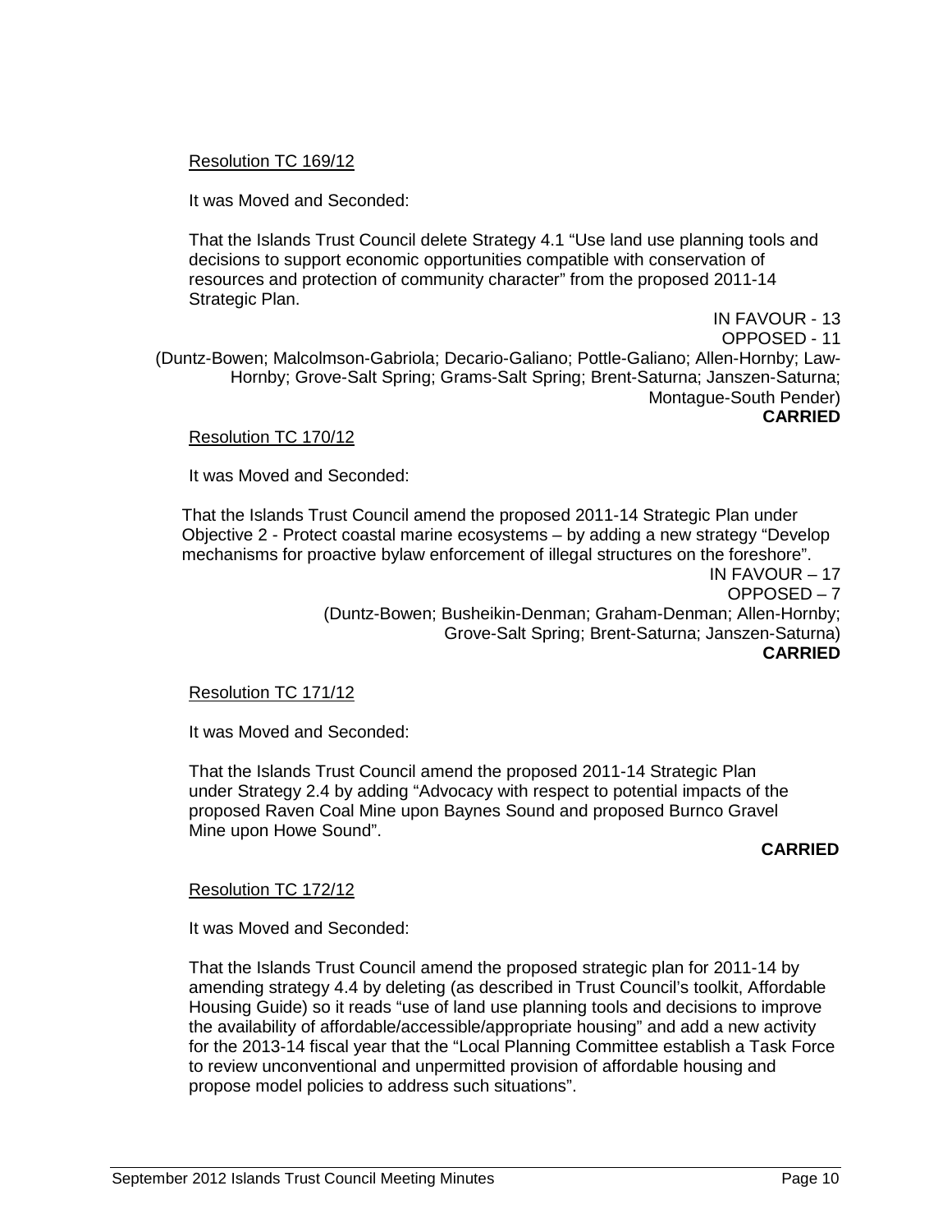Resolution TC 169/12

It was Moved and Seconded:

That the Islands Trust Council delete Strategy 4.1 "Use land use planning tools and decisions to support economic opportunities compatible with conservation of resources and protection of community character" from the proposed 2011-14 Strategic Plan.

IN FAVOUR - 13
OPPOSED - 11
(Duntz-Bowen; Malcolmson-Gabriola; Decario-Galiano; Pottle-Galiano; Allen-Hornby; Law-Hornby; Grove-Salt Spring; Grams-Salt Spring; Brent-Saturna; Janszen-Saturna; Montague-South Pender)
**CARRIED**

Resolution TC 170/12

It was Moved and Seconded:

That the Islands Trust Council amend the proposed 2011-14 Strategic Plan under Objective 2 - Protect coastal marine ecosystems – by adding a new strategy "Develop mechanisms for proactive bylaw enforcement of illegal structures on the foreshore".

IN FAVOUR – 17
OPPOSED – 7
(Duntz-Bowen; Busheikin-Denman; Graham-Denman; Allen-Hornby; Grove-Salt Spring; Brent-Saturna; Janszen-Saturna)
**CARRIED**

Resolution TC 171/12

It was Moved and Seconded:

That the Islands Trust Council amend the proposed 2011-14 Strategic Plan under Strategy 2.4 by adding "Advocacy with respect to potential impacts of the proposed Raven Coal Mine upon Baynes Sound and proposed Burnco Gravel Mine upon Howe Sound".

**CARRIED**

Resolution TC 172/12

It was Moved and Seconded:

That the Islands Trust Council amend the proposed strategic plan for 2011-14 by amending strategy 4.4 by deleting (as described in Trust Council's toolkit, Affordable Housing Guide) so it reads "use of land use planning tools and decisions to improve the availability of affordable/accessible/appropriate housing" and add a new activity for the 2013-14 fiscal year that the "Local Planning Committee establish a Task Force to review unconventional and unpermitted provision of affordable housing and propose model policies to address such situations".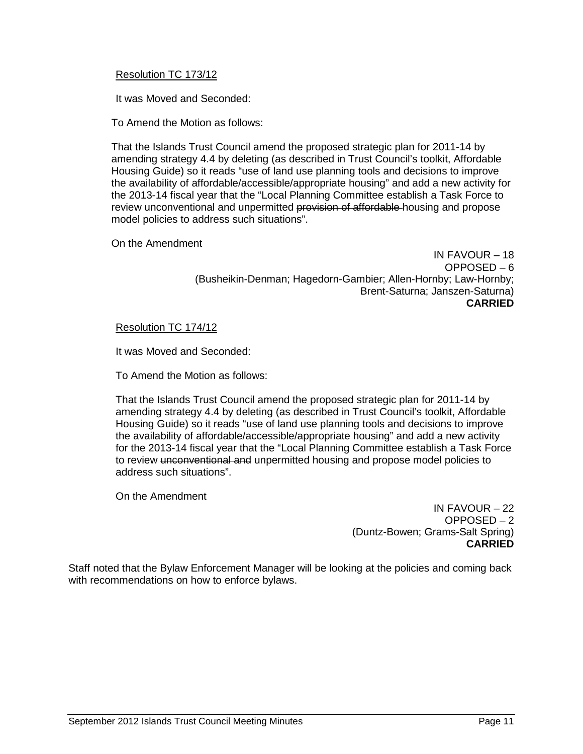Resolution TC 173/12

It was Moved and Seconded:

To Amend the Motion as follows:

That the Islands Trust Council amend the proposed strategic plan for 2011-14 by amending strategy 4.4 by deleting (as described in Trust Council's toolkit, Affordable Housing Guide) so it reads "use of land use planning tools and decisions to improve the availability of affordable/accessible/appropriate housing" and add a new activity for the 2013-14 fiscal year that the "Local Planning Committee establish a Task Force to review unconventional and unpermitted ~~provision of affordable~~ housing and propose model policies to address such situations".

On the Amendment

IN FAVOUR – 18
OPPOSED – 6
(Busheikin-Denman; Hagedorn-Gambier; Allen-Hornby; Law-Hornby; Brent-Saturna; Janszen-Saturna)
**CARRIED**

Resolution TC 174/12

It was Moved and Seconded:

To Amend the Motion as follows:

That the Islands Trust Council amend the proposed strategic plan for 2011-14 by amending strategy 4.4 by deleting (as described in Trust Council's toolkit, Affordable Housing Guide) so it reads "use of land use planning tools and decisions to improve the availability of affordable/accessible/appropriate housing" and add a new activity for the 2013-14 fiscal year that the "Local Planning Committee establish a Task Force to review ~~unconventional and~~ unpermitted housing and propose model policies to address such situations".

On the Amendment

IN FAVOUR – 22
OPPOSED – 2
(Duntz-Bowen; Grams-Salt Spring)
**CARRIED**

Staff noted that the Bylaw Enforcement Manager will be looking at the policies and coming back with recommendations on how to enforce bylaws.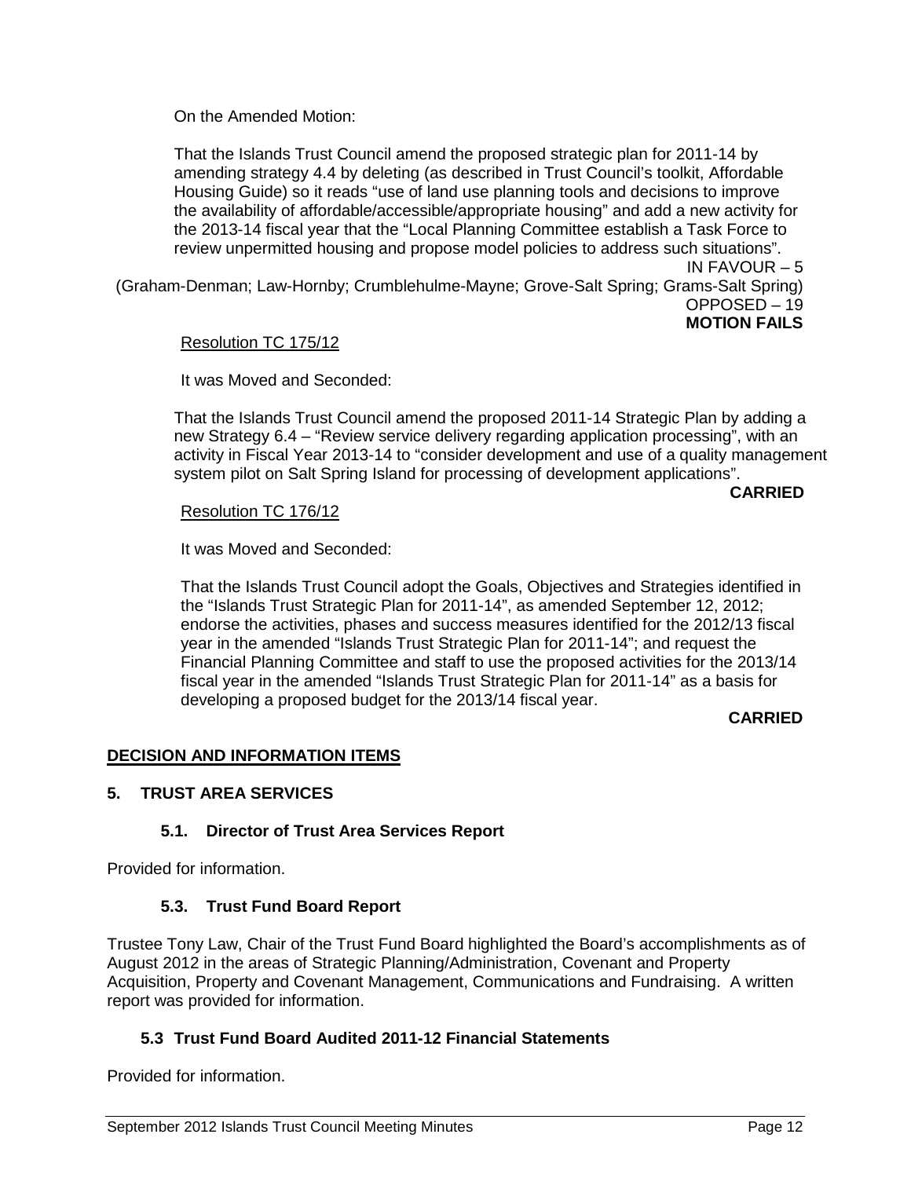On the Amended Motion:

That the Islands Trust Council amend the proposed strategic plan for 2011-14 by amending strategy 4.4 by deleting (as described in Trust Council's toolkit, Affordable Housing Guide) so it reads "use of land use planning tools and decisions to improve the availability of affordable/accessible/appropriate housing" and add a new activity for the 2013-14 fiscal year that the "Local Planning Committee establish a Task Force to review unpermitted housing and propose model policies to address such situations".

IN FAVOUR – 5
(Graham-Denman; Law-Hornby; Crumblehulme-Mayne; Grove-Salt Spring; Grams-Salt Spring)
OPPOSED – 19
**MOTION FAILS**

Resolution TC 175/12

It was Moved and Seconded:

That the Islands Trust Council amend the proposed 2011-14 Strategic Plan by adding a new Strategy 6.4 – "Review service delivery regarding application processing", with an activity in Fiscal Year 2013-14 to "consider development and use of a quality management system pilot on Salt Spring Island for processing of development applications".

**CARRIED**

Resolution TC 176/12

It was Moved and Seconded:

That the Islands Trust Council adopt the Goals, Objectives and Strategies identified in the "Islands Trust Strategic Plan for 2011-14", as amended September 12, 2012; endorse the activities, phases and success measures identified for the 2012/13 fiscal year in the amended "Islands Trust Strategic Plan for 2011-14"; and request the Financial Planning Committee and staff to use the proposed activities for the 2013/14 fiscal year in the amended "Islands Trust Strategic Plan for 2011-14" as a basis for developing a proposed budget for the 2013/14 fiscal year.

**CARRIED**

**DECISION AND INFORMATION ITEMS**

## 5. TRUST AREA SERVICES

### 5.1. Director of Trust Area Services Report

Provided for information.

### 5.3. Trust Fund Board Report

Trustee Tony Law, Chair of the Trust Fund Board highlighted the Board's accomplishments as of August 2012 in the areas of Strategic Planning/Administration, Covenant and Property Acquisition, Property and Covenant Management, Communications and Fundraising. A written report was provided for information.

### 5.3 Trust Fund Board Audited 2011-12 Financial Statements

Provided for information.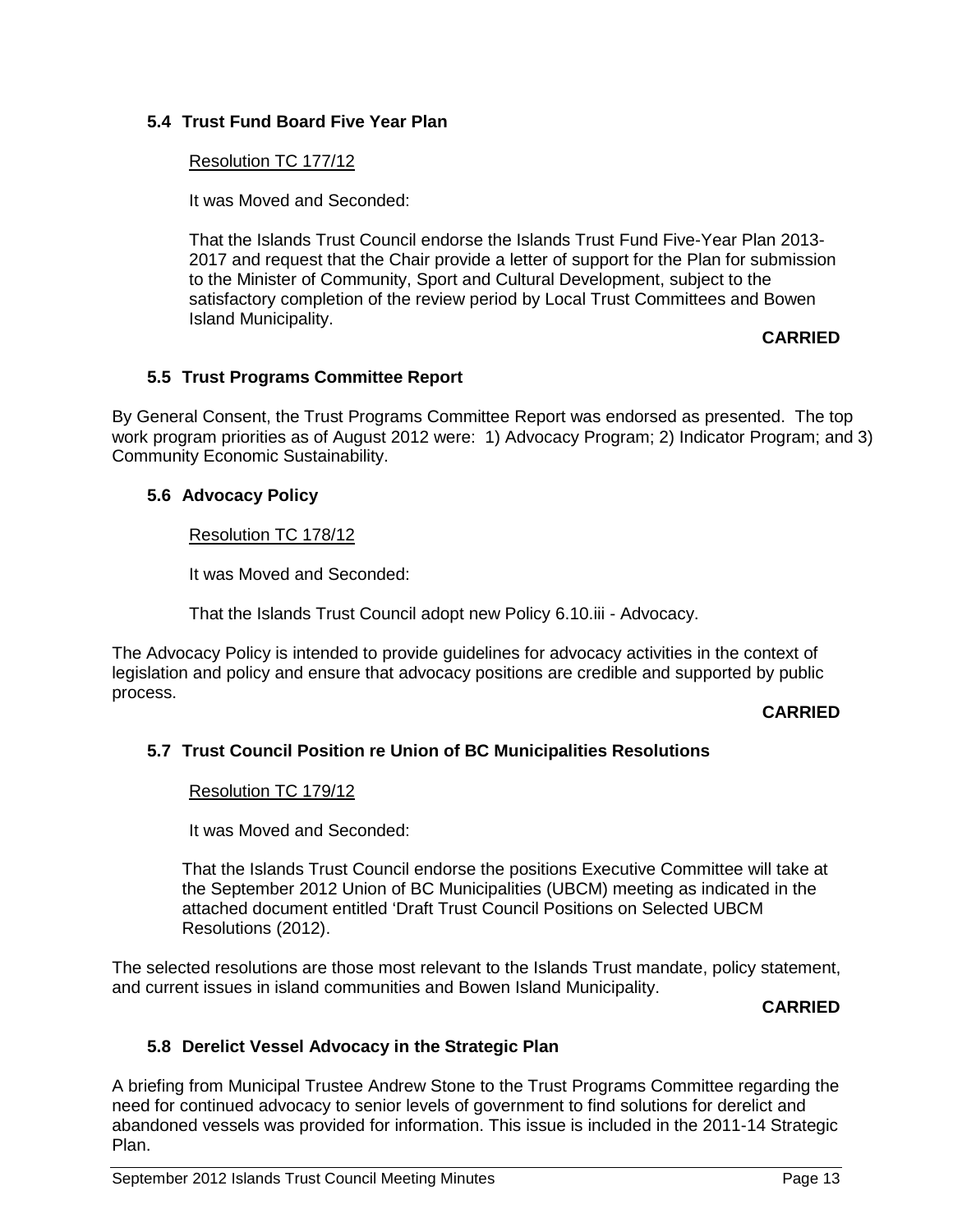### 5.4 Trust Fund Board Five Year Plan

Resolution TC 177/12

It was Moved and Seconded:

That the Islands Trust Council endorse the Islands Trust Fund Five-Year Plan 2013-2017 and request that the Chair provide a letter of support for the Plan for submission to the Minister of Community, Sport and Cultural Development, subject to the satisfactory completion of the review period by Local Trust Committees and Bowen Island Municipality.

**CARRIED**

### 5.5 Trust Programs Committee Report

By General Consent, the Trust Programs Committee Report was endorsed as presented. The top work program priorities as of August 2012 were: 1) Advocacy Program; 2) Indicator Program; and 3) Community Economic Sustainability.

### 5.6 Advocacy Policy

Resolution TC 178/12

It was Moved and Seconded:

That the Islands Trust Council adopt new Policy 6.10.iii - Advocacy.

The Advocacy Policy is intended to provide guidelines for advocacy activities in the context of legislation and policy and ensure that advocacy positions are credible and supported by public process.

**CARRIED**

### 5.7 Trust Council Position re Union of BC Municipalities Resolutions

Resolution TC 179/12

It was Moved and Seconded:

That the Islands Trust Council endorse the positions Executive Committee will take at the September 2012 Union of BC Municipalities (UBCM) meeting as indicated in the attached document entitled 'Draft Trust Council Positions on Selected UBCM Resolutions (2012).

The selected resolutions are those most relevant to the Islands Trust mandate, policy statement, and current issues in island communities and Bowen Island Municipality.

**CARRIED**

### 5.8 Derelict Vessel Advocacy in the Strategic Plan

A briefing from Municipal Trustee Andrew Stone to the Trust Programs Committee regarding the need for continued advocacy to senior levels of government to find solutions for derelict and abandoned vessels was provided for information. This issue is included in the 2011-14 Strategic Plan.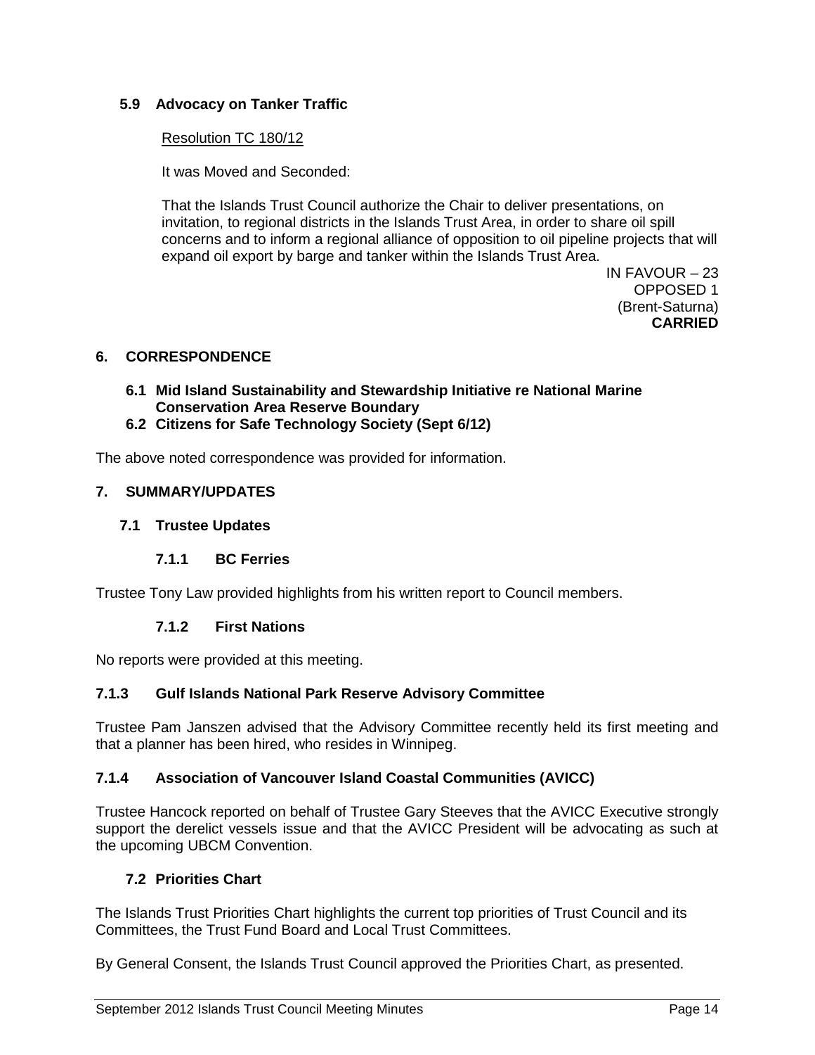### 5.9 Advocacy on Tanker Traffic

Resolution TC 180/12

It was Moved and Seconded:

That the Islands Trust Council authorize the Chair to deliver presentations, on invitation, to regional districts in the Islands Trust Area, in order to share oil spill concerns and to inform a regional alliance of opposition to oil pipeline projects that will expand oil export by barge and tanker within the Islands Trust Area.

IN FAVOUR – 23
OPPOSED 1
(Brent-Saturna)
**CARRIED**

## 6. CORRESPONDENCE

### 6.1 Mid Island Sustainability and Stewardship Initiative re National Marine Conservation Area Reserve Boundary

### 6.2 Citizens for Safe Technology Society (Sept 6/12)

The above noted correspondence was provided for information.

## 7. SUMMARY/UPDATES

### 7.1 Trustee Updates

#### 7.1.1 BC Ferries

Trustee Tony Law provided highlights from his written report to Council members.

#### 7.1.2 First Nations

No reports were provided at this meeting.

#### 7.1.3 Gulf Islands National Park Reserve Advisory Committee

Trustee Pam Janszen advised that the Advisory Committee recently held its first meeting and that a planner has been hired, who resides in Winnipeg.

#### 7.1.4 Association of Vancouver Island Coastal Communities (AVICC)

Trustee Hancock reported on behalf of Trustee Gary Steeves that the AVICC Executive strongly support the derelict vessels issue and that the AVICC President will be advocating as such at the upcoming UBCM Convention.

### 7.2 Priorities Chart

The Islands Trust Priorities Chart highlights the current top priorities of Trust Council and its Committees, the Trust Fund Board and Local Trust Committees.

By General Consent, the Islands Trust Council approved the Priorities Chart, as presented.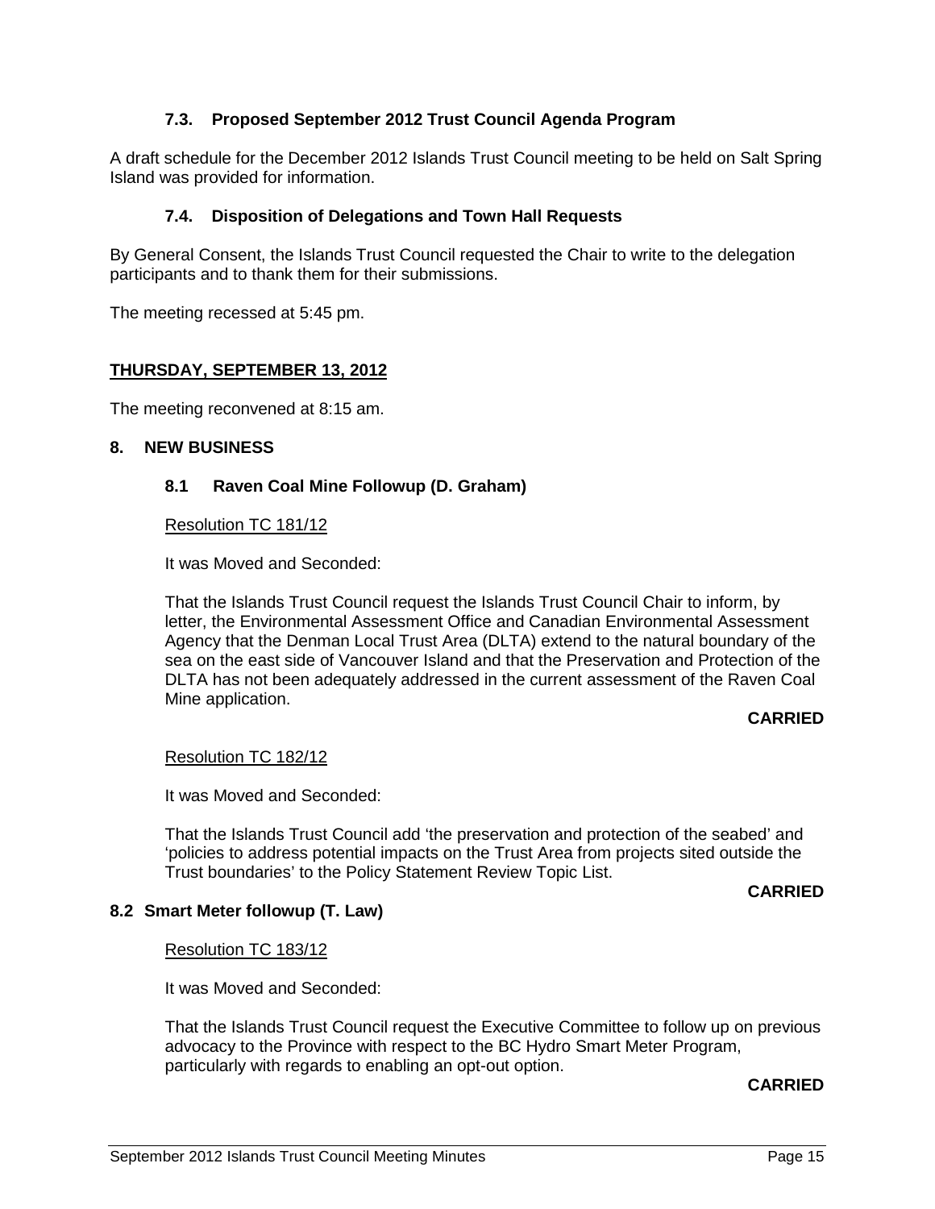### 7.3. Proposed September 2012 Trust Council Agenda Program

A draft schedule for the December 2012 Islands Trust Council meeting to be held on Salt Spring Island was provided for information.

### 7.4. Disposition of Delegations and Town Hall Requests

By General Consent, the Islands Trust Council requested the Chair to write to the delegation participants and to thank them for their submissions.

The meeting recessed at 5:45 pm.

**THURSDAY, SEPTEMBER 13, 2012**

The meeting reconvened at 8:15 am.

## 8. NEW BUSINESS

### 8.1 Raven Coal Mine Followup (D. Graham)

Resolution TC 181/12

It was Moved and Seconded:

That the Islands Trust Council request the Islands Trust Council Chair to inform, by letter, the Environmental Assessment Office and Canadian Environmental Assessment Agency that the Denman Local Trust Area (DLTA) extend to the natural boundary of the sea on the east side of Vancouver Island and that the Preservation and Protection of the DLTA has not been adequately addressed in the current assessment of the Raven Coal Mine application.

**CARRIED**

Resolution TC 182/12

It was Moved and Seconded:

That the Islands Trust Council add 'the preservation and protection of the seabed' and 'policies to address potential impacts on the Trust Area from projects sited outside the Trust boundaries' to the Policy Statement Review Topic List.

**CARRIED**

### 8.2 Smart Meter followup (T. Law)

Resolution TC 183/12

It was Moved and Seconded:

That the Islands Trust Council request the Executive Committee to follow up on previous advocacy to the Province with respect to the BC Hydro Smart Meter Program, particularly with regards to enabling an opt-out option.

**CARRIED**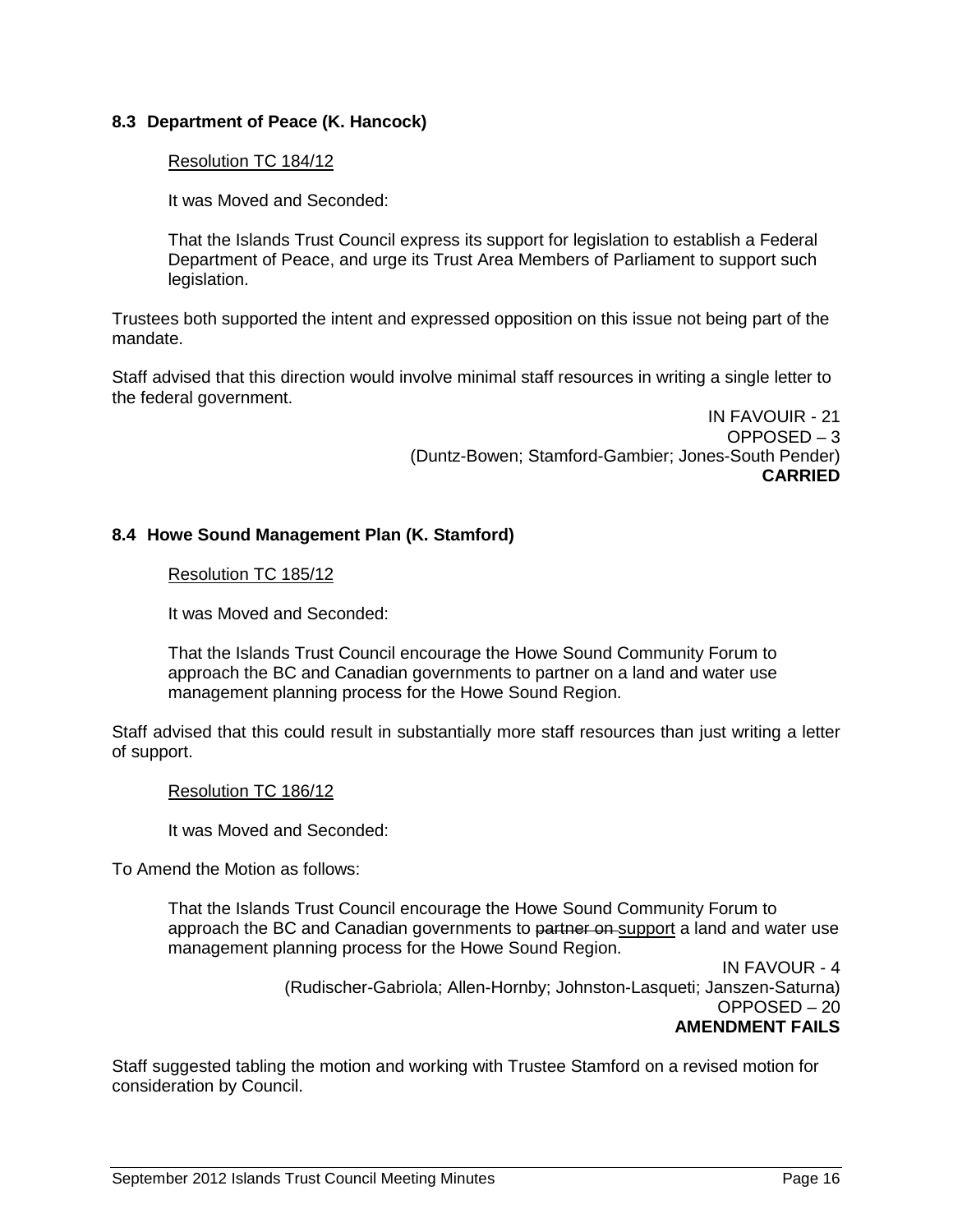### 8.3 Department of Peace (K. Hancock)

Resolution TC 184/12

It was Moved and Seconded:

That the Islands Trust Council express its support for legislation to establish a Federal Department of Peace, and urge its Trust Area Members of Parliament to support such legislation.

Trustees both supported the intent and expressed opposition on this issue not being part of the mandate.

Staff advised that this direction would involve minimal staff resources in writing a single letter to the federal government.

IN FAVOUIR - 21
OPPOSED – 3
(Duntz-Bowen; Stamford-Gambier; Jones-South Pender)
**CARRIED**

### 8.4 Howe Sound Management Plan (K. Stamford)

Resolution TC 185/12

It was Moved and Seconded:

That the Islands Trust Council encourage the Howe Sound Community Forum to approach the BC and Canadian governments to partner on a land and water use management planning process for the Howe Sound Region.

Staff advised that this could result in substantially more staff resources than just writing a letter of support.

Resolution TC 186/12

It was Moved and Seconded:

To Amend the Motion as follows:

That the Islands Trust Council encourage the Howe Sound Community Forum to approach the BC and Canadian governments to ~~partner on~~ support a land and water use management planning process for the Howe Sound Region.

IN FAVOUR - 4
(Rudischer-Gabriola; Allen-Hornby; Johnston-Lasqueti; Janszen-Saturna)
OPPOSED – 20
**AMENDMENT FAILS**

Staff suggested tabling the motion and working with Trustee Stamford on a revised motion for consideration by Council.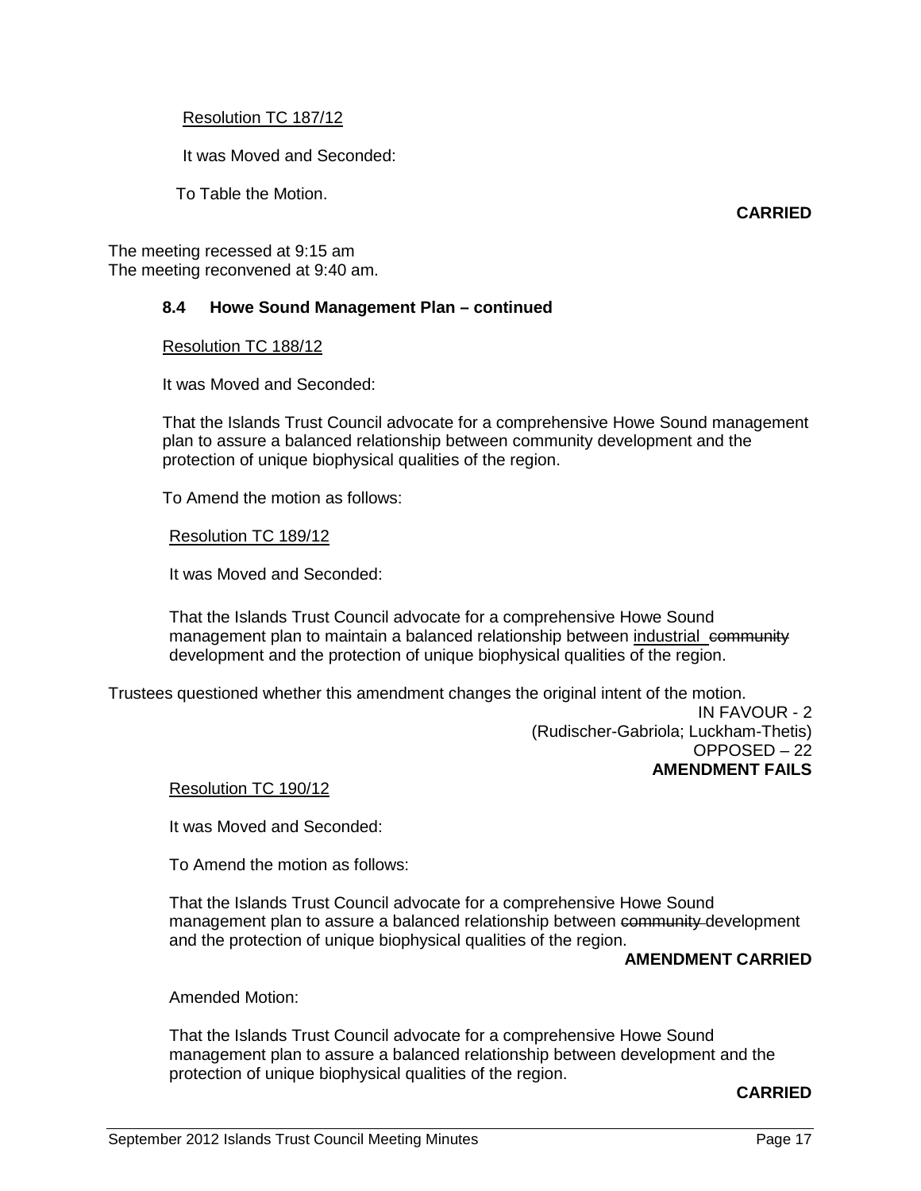Resolution TC 187/12

It was Moved and Seconded:

To Table the Motion.

**CARRIED**

The meeting recessed at 9:15 am
The meeting reconvened at 9:40 am.

### 8.4 Howe Sound Management Plan – continued

Resolution TC 188/12

It was Moved and Seconded:

That the Islands Trust Council advocate for a comprehensive Howe Sound management plan to assure a balanced relationship between community development and the protection of unique biophysical qualities of the region.

To Amend the motion as follows:

Resolution TC 189/12

It was Moved and Seconded:

That the Islands Trust Council advocate for a comprehensive Howe Sound management plan to maintain a balanced relationship between <u>industrial</u> ~~community~~ development and the protection of unique biophysical qualities of the region.

Trustees questioned whether this amendment changes the original intent of the motion.

IN FAVOUR - 2
(Rudischer-Gabriola; Luckham-Thetis)
OPPOSED – 22
**AMENDMENT FAILS**

Resolution TC 190/12

It was Moved and Seconded:

To Amend the motion as follows:

That the Islands Trust Council advocate for a comprehensive Howe Sound management plan to assure a balanced relationship between ~~community~~ development and the protection of unique biophysical qualities of the region.

**AMENDMENT CARRIED**

Amended Motion:

That the Islands Trust Council advocate for a comprehensive Howe Sound management plan to assure a balanced relationship between development and the protection of unique biophysical qualities of the region.

**CARRIED**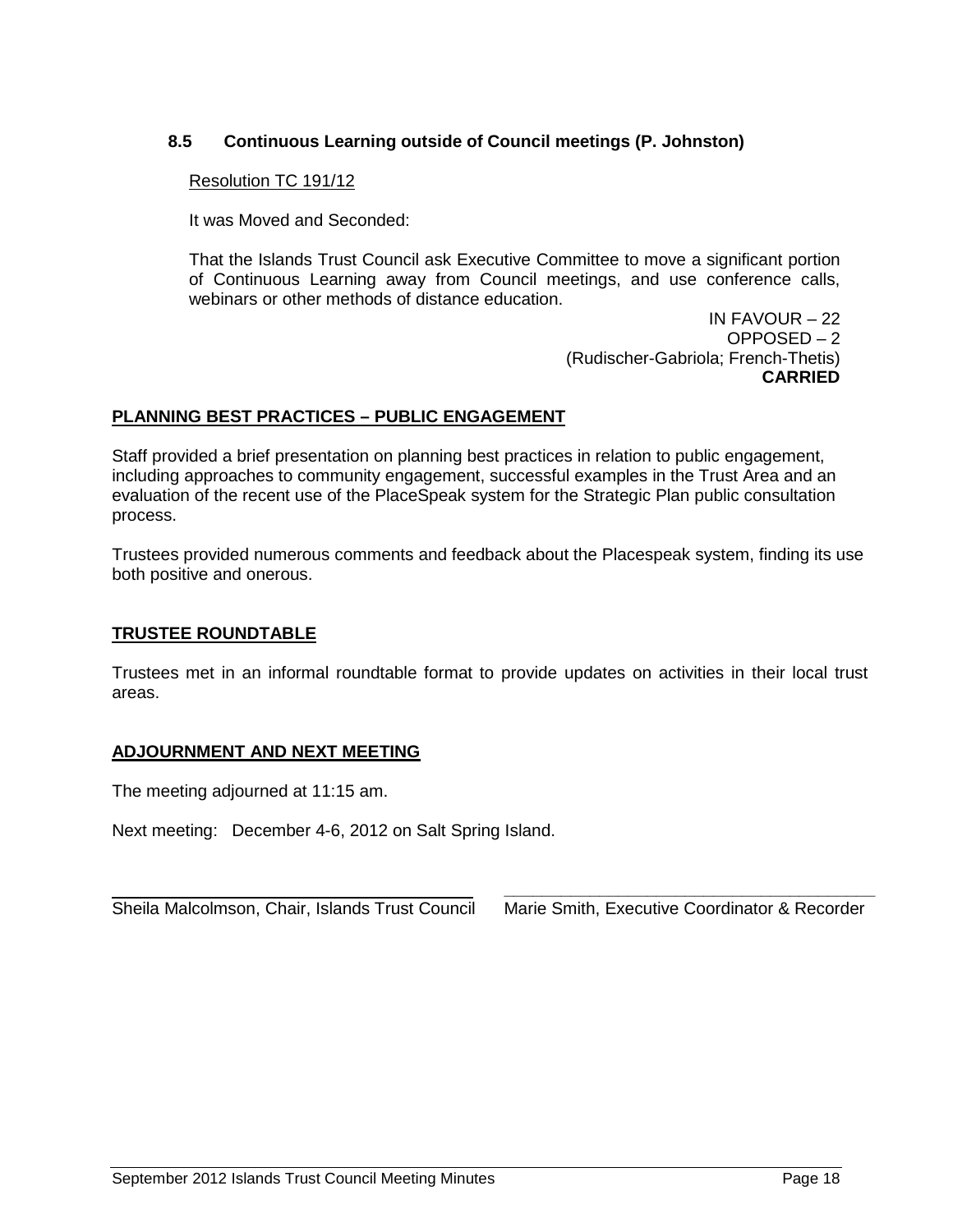### 8.5 Continuous Learning outside of Council meetings (P. Johnston)

Resolution TC 191/12

It was Moved and Seconded:

That the Islands Trust Council ask Executive Committee to move a significant portion of Continuous Learning away from Council meetings, and use conference calls, webinars or other methods of distance education.

IN FAVOUR – 22
OPPOSED – 2
(Rudischer-Gabriola; French-Thetis)
**CARRIED**

## PLANNING BEST PRACTICES – PUBLIC ENGAGEMENT

Staff provided a brief presentation on planning best practices in relation to public engagement, including approaches to community engagement, successful examples in the Trust Area and an evaluation of the recent use of the PlaceSpeak system for the Strategic Plan public consultation process.

Trustees provided numerous comments and feedback about the Placespeak system, finding its use both positive and onerous.

## TRUSTEE ROUNDTABLE

Trustees met in an informal roundtable format to provide updates on activities in their local trust areas.

## ADJOURNMENT AND NEXT MEETING

The meeting adjourned at 11:15 am.

Next meeting: December 4-6, 2012 on Salt Spring Island.

Sheila Malcolmson, Chair, Islands Trust Council

Marie Smith, Executive Coordinator & Recorder